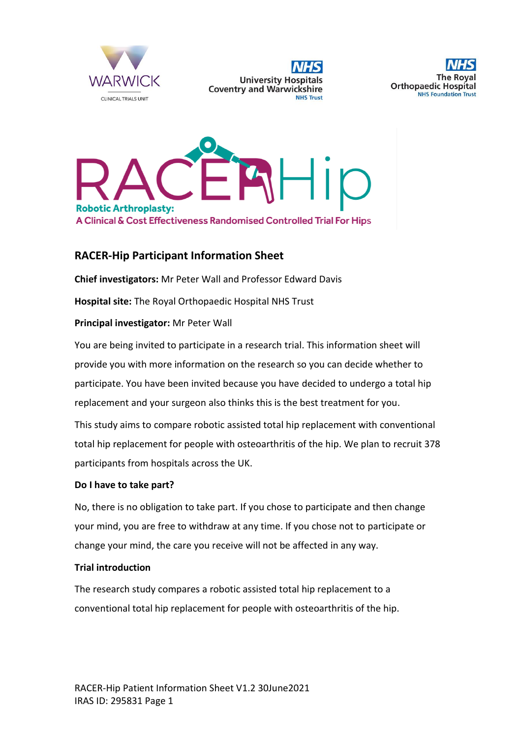# RACER Hip

**Robotic Arthroplasty:**
**A Clinical & Cost Effectiveness Randomised Controlled Trial For Hips**

## RACER-Hip Participant Information Sheet

**Chief investigators:** Mr Peter Wall and Professor Edward Davis

**Hospital site:** The Royal Orthopaedic Hospital NHS Trust

**Principal investigator:** Mr Peter Wall

You are being invited to participate in a research trial. This information sheet will provide you with more information on the research so you can decide whether to participate. You have been invited because you have decided to undergo a total hip replacement and your surgeon also thinks this is the best treatment for you.

This study aims to compare robotic assisted total hip replacement with conventional total hip replacement for people with osteoarthritis of the hip. We plan to recruit 378 participants from hospitals across the UK.

### Do I have to take part?

No, there is no obligation to take part. If you chose to participate and then change your mind, you are free to withdraw at any time. If you chose not to participate or change your mind, the care you receive will not be affected in any way.

### Trial introduction

The research study compares a robotic assisted total hip replacement to a conventional total hip replacement for people with osteoarthritis of the hip.

RACER-Hip Patient Information Sheet V1.2 30June2021
IRAS ID: 295831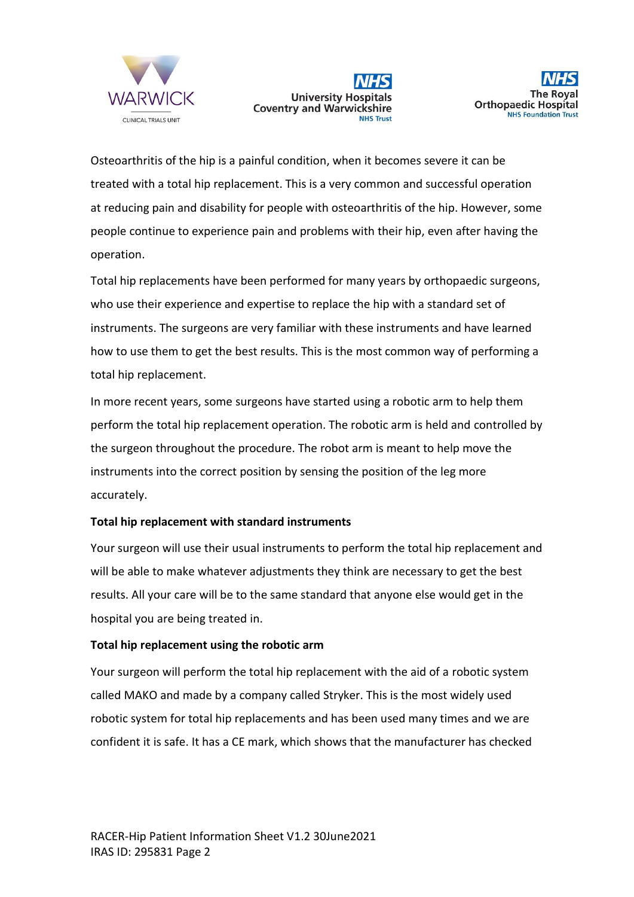Osteoarthritis of the hip is a painful condition, when it becomes severe it can be treated with a total hip replacement. This is a very common and successful operation at reducing pain and disability for people with osteoarthritis of the hip. However, some people continue to experience pain and problems with their hip, even after having the operation.

Total hip replacements have been performed for many years by orthopaedic surgeons, who use their experience and expertise to replace the hip with a standard set of instruments. The surgeons are very familiar with these instruments and have learned how to use them to get the best results. This is the most common way of performing a total hip replacement.

In more recent years, some surgeons have started using a robotic arm to help them perform the total hip replacement operation. The robotic arm is held and controlled by the surgeon throughout the procedure. The robot arm is meant to help move the instruments into the correct position by sensing the position of the leg more accurately.

**Total hip replacement with standard instruments**

Your surgeon will use their usual instruments to perform the total hip replacement and will be able to make whatever adjustments they think are necessary to get the best results. All your care will be to the same standard that anyone else would get in the hospital you are being treated in.

**Total hip replacement using the robotic arm**

Your surgeon will perform the total hip replacement with the aid of a robotic system called MAKO and made by a company called Stryker. This is the most widely used robotic system for total hip replacements and has been used many times and we are confident it is safe. It has a CE mark, which shows that the manufacturer has checked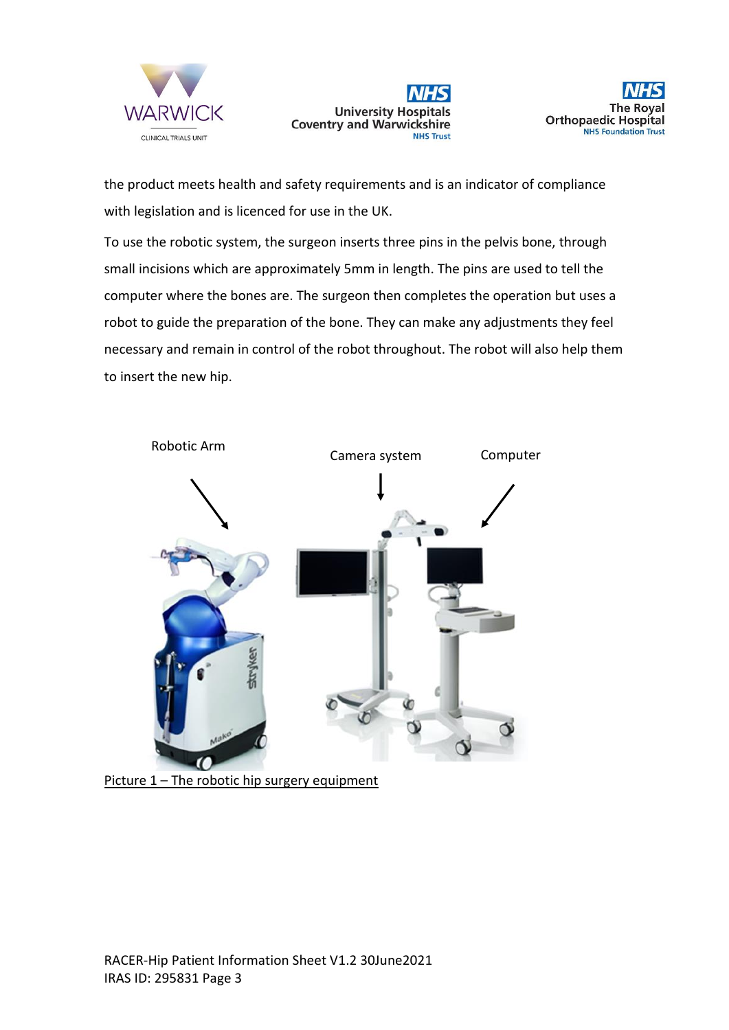the product meets health and safety requirements and is an indicator of compliance with legislation and is licenced for use in the UK.

To use the robotic system, the surgeon inserts three pins in the pelvis bone, through small incisions which are approximately 5mm in length. The pins are used to tell the computer where the bones are. The surgeon then completes the operation but uses a robot to guide the preparation of the bone. They can make any adjustments they feel necessary and remain in control of the robot throughout. The robot will also help them to insert the new hip.

Robotic Arm    Camera system    Computer

Picture 1 – The robotic hip surgery equipment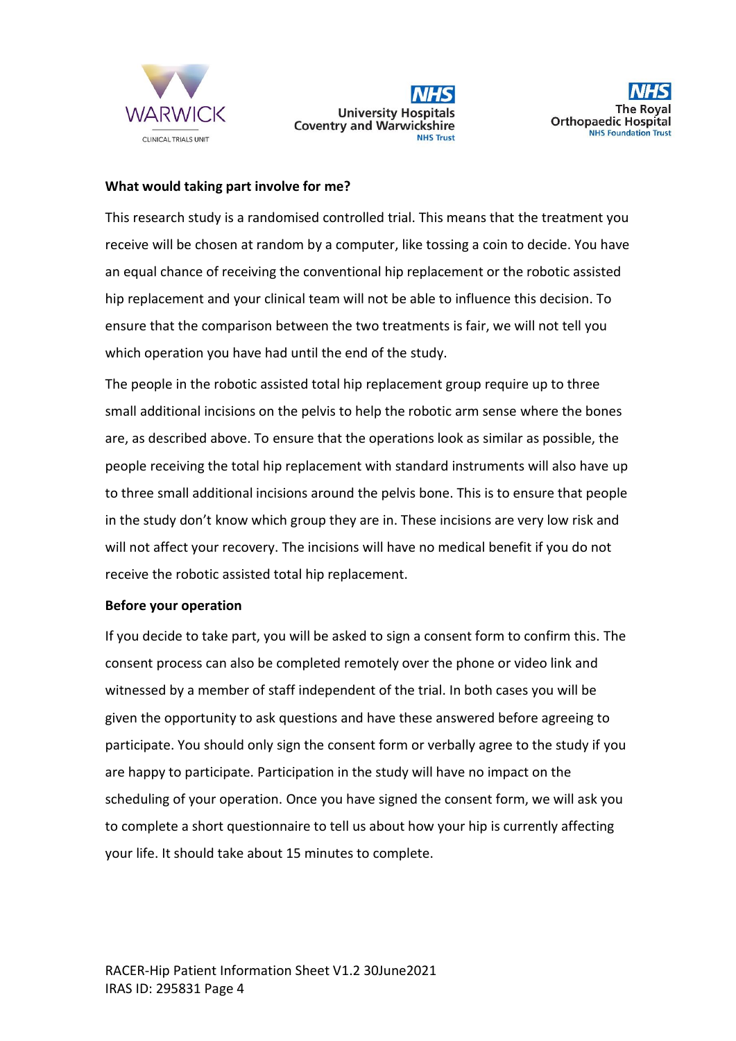**What would taking part involve for me?**

This research study is a randomised controlled trial. This means that the treatment you receive will be chosen at random by a computer, like tossing a coin to decide. You have an equal chance of receiving the conventional hip replacement or the robotic assisted hip replacement and your clinical team will not be able to influence this decision. To ensure that the comparison between the two treatments is fair, we will not tell you which operation you have had until the end of the study.

The people in the robotic assisted total hip replacement group require up to three small additional incisions on the pelvis to help the robotic arm sense where the bones are, as described above. To ensure that the operations look as similar as possible, the people receiving the total hip replacement with standard instruments will also have up to three small additional incisions around the pelvis bone. This is to ensure that people in the study don't know which group they are in. These incisions are very low risk and will not affect your recovery. The incisions will have no medical benefit if you do not receive the robotic assisted total hip replacement.

**Before your operation**

If you decide to take part, you will be asked to sign a consent form to confirm this. The consent process can also be completed remotely over the phone or video link and witnessed by a member of staff independent of the trial. In both cases you will be given the opportunity to ask questions and have these answered before agreeing to participate. You should only sign the consent form or verbally agree to the study if you are happy to participate. Participation in the study will have no impact on the scheduling of your operation. Once you have signed the consent form, we will ask you to complete a short questionnaire to tell us about how your hip is currently affecting your life. It should take about 15 minutes to complete.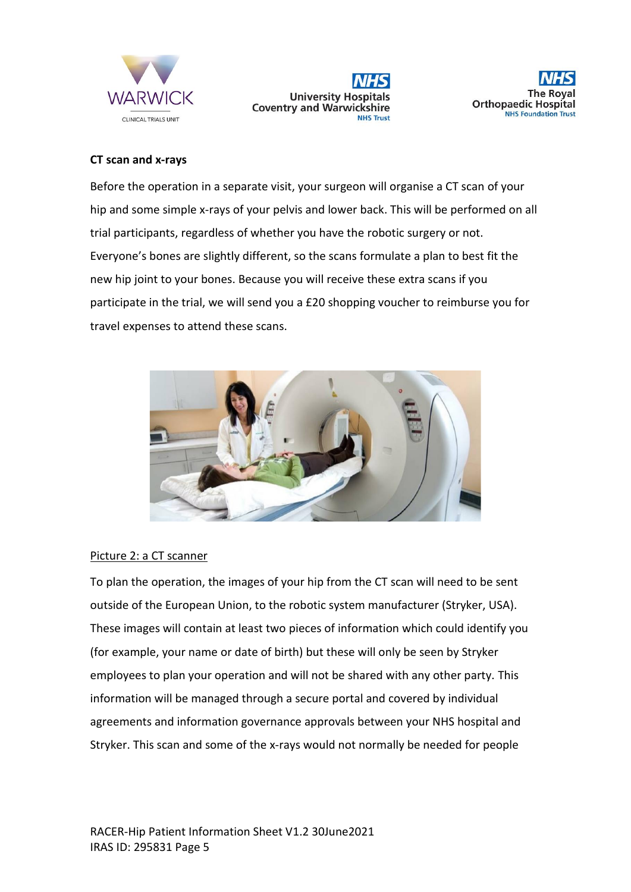**CT scan and x-rays**

Before the operation in a separate visit, your surgeon will organise a CT scan of your hip and some simple x-rays of your pelvis and lower back. This will be performed on all trial participants, regardless of whether you have the robotic surgery or not. Everyone's bones are slightly different, so the scans formulate a plan to best fit the new hip joint to your bones. Because you will receive these extra scans if you participate in the trial, we will send you a £20 shopping voucher to reimburse you for travel expenses to attend these scans.

<u>Picture 2: a CT scanner</u>

To plan the operation, the images of your hip from the CT scan will need to be sent outside of the European Union, to the robotic system manufacturer (Stryker, USA). These images will contain at least two pieces of information which could identify you (for example, your name or date of birth) but these will only be seen by Stryker employees to plan your operation and will not be shared with any other party. This information will be managed through a secure portal and covered by individual agreements and information governance approvals between your NHS hospital and Stryker. This scan and some of the x-rays would not normally be needed for people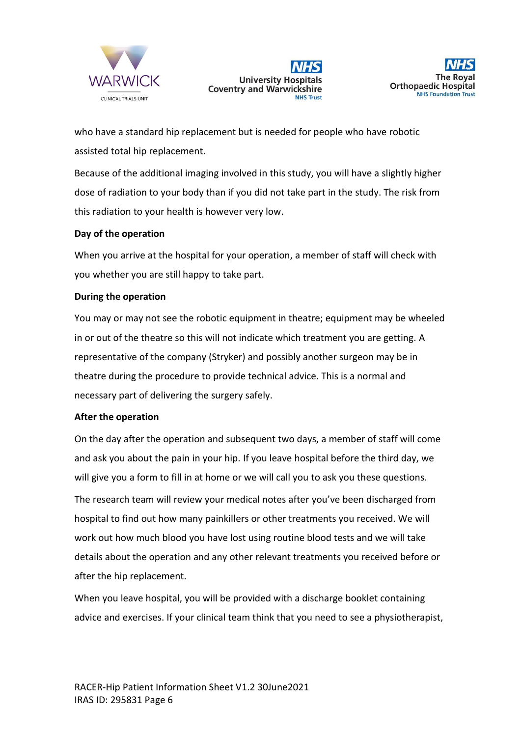who have a standard hip replacement but is needed for people who have robotic assisted total hip replacement.

Because of the additional imaging involved in this study, you will have a slightly higher dose of radiation to your body than if you did not take part in the study. The risk from this radiation to your health is however very low.

**Day of the operation**

When you arrive at the hospital for your operation, a member of staff will check with you whether you are still happy to take part.

**During the operation**

You may or may not see the robotic equipment in theatre; equipment may be wheeled in or out of the theatre so this will not indicate which treatment you are getting. A representative of the company (Stryker) and possibly another surgeon may be in theatre during the procedure to provide technical advice. This is a normal and necessary part of delivering the surgery safely.

**After the operation**

On the day after the operation and subsequent two days, a member of staff will come and ask you about the pain in your hip. If you leave hospital before the third day, we will give you a form to fill in at home or we will call you to ask you these questions.

The research team will review your medical notes after you've been discharged from hospital to find out how many painkillers or other treatments you received. We will work out how much blood you have lost using routine blood tests and we will take details about the operation and any other relevant treatments you received before or after the hip replacement.

When you leave hospital, you will be provided with a discharge booklet containing advice and exercises. If your clinical team think that you need to see a physiotherapist,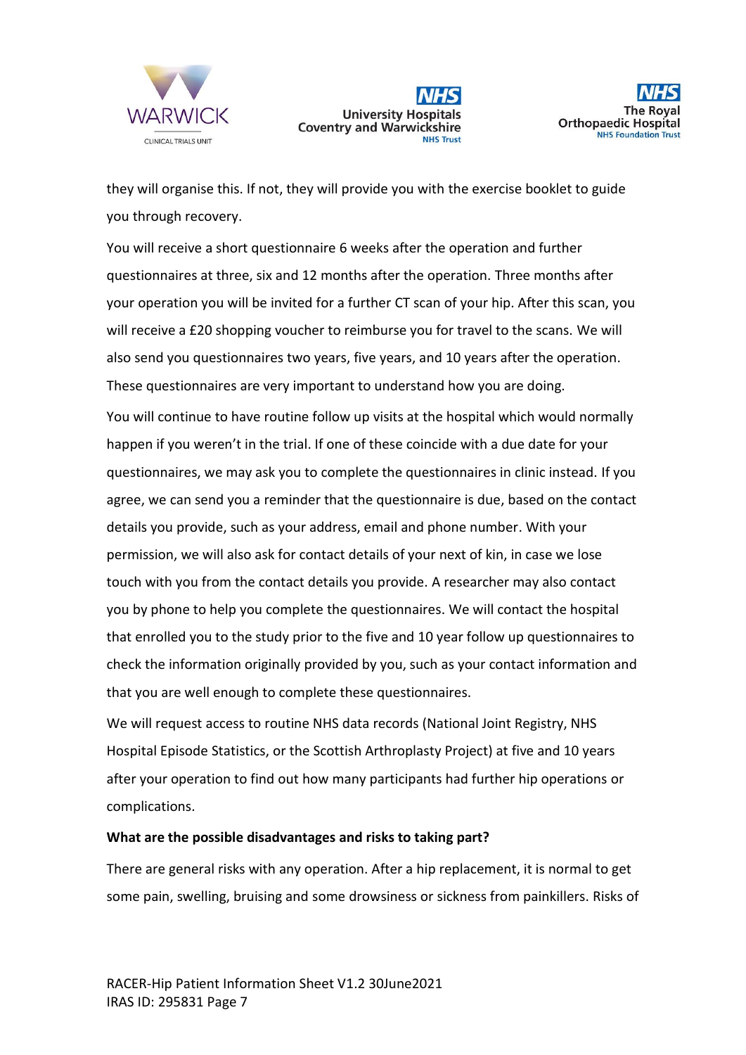they will organise this. If not, they will provide you with the exercise booklet to guide you through recovery.

You will receive a short questionnaire 6 weeks after the operation and further questionnaires at three, six and 12 months after the operation. Three months after your operation you will be invited for a further CT scan of your hip. After this scan, you will receive a £20 shopping voucher to reimburse you for travel to the scans. We will also send you questionnaires two years, five years, and 10 years after the operation. These questionnaires are very important to understand how you are doing.

You will continue to have routine follow up visits at the hospital which would normally happen if you weren't in the trial. If one of these coincide with a due date for your questionnaires, we may ask you to complete the questionnaires in clinic instead. If you agree, we can send you a reminder that the questionnaire is due, based on the contact details you provide, such as your address, email and phone number. With your permission, we will also ask for contact details of your next of kin, in case we lose touch with you from the contact details you provide. A researcher may also contact you by phone to help you complete the questionnaires. We will contact the hospital that enrolled you to the study prior to the five and 10 year follow up questionnaires to check the information originally provided by you, such as your contact information and that you are well enough to complete these questionnaires.

We will request access to routine NHS data records (National Joint Registry, NHS Hospital Episode Statistics, or the Scottish Arthroplasty Project) at five and 10 years after your operation to find out how many participants had further hip operations or complications.

**What are the possible disadvantages and risks to taking part?**

There are general risks with any operation. After a hip replacement, it is normal to get some pain, swelling, bruising and some drowsiness or sickness from painkillers. Risks of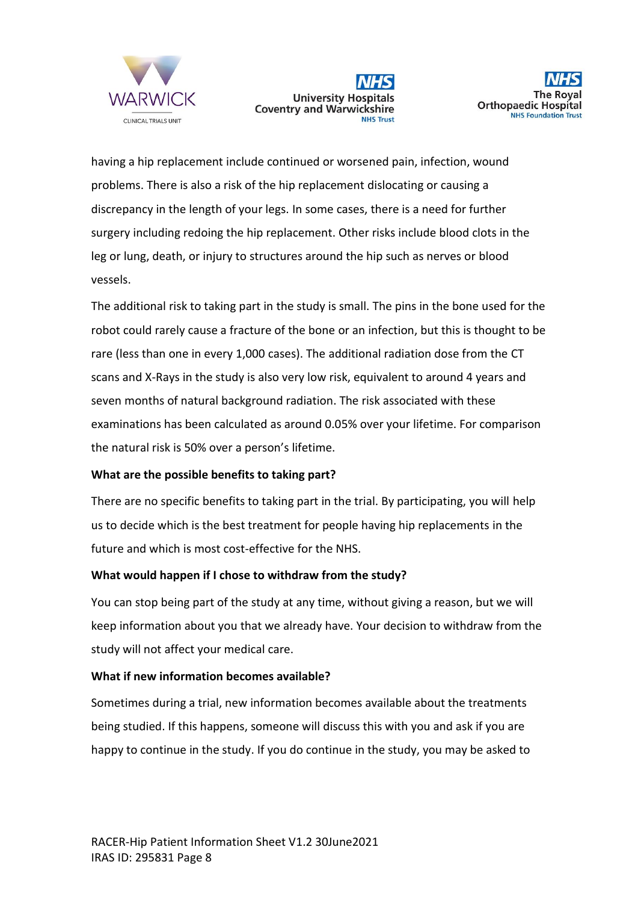having a hip replacement include continued or worsened pain, infection, wound problems. There is also a risk of the hip replacement dislocating or causing a discrepancy in the length of your legs. In some cases, there is a need for further surgery including redoing the hip replacement. Other risks include blood clots in the leg or lung, death, or injury to structures around the hip such as nerves or blood vessels.

The additional risk to taking part in the study is small. The pins in the bone used for the robot could rarely cause a fracture of the bone or an infection, but this is thought to be rare (less than one in every 1,000 cases). The additional radiation dose from the CT scans and X-Rays in the study is also very low risk, equivalent to around 4 years and seven months of natural background radiation. The risk associated with these examinations has been calculated as around 0.05% over your lifetime. For comparison the natural risk is 50% over a person's lifetime.

**What are the possible benefits to taking part?**

There are no specific benefits to taking part in the trial. By participating, you will help us to decide which is the best treatment for people having hip replacements in the future and which is most cost-effective for the NHS.

**What would happen if I chose to withdraw from the study?**

You can stop being part of the study at any time, without giving a reason, but we will keep information about you that we already have. Your decision to withdraw from the study will not affect your medical care.

**What if new information becomes available?**

Sometimes during a trial, new information becomes available about the treatments being studied. If this happens, someone will discuss this with you and ask if you are happy to continue in the study. If you do continue in the study, you may be asked to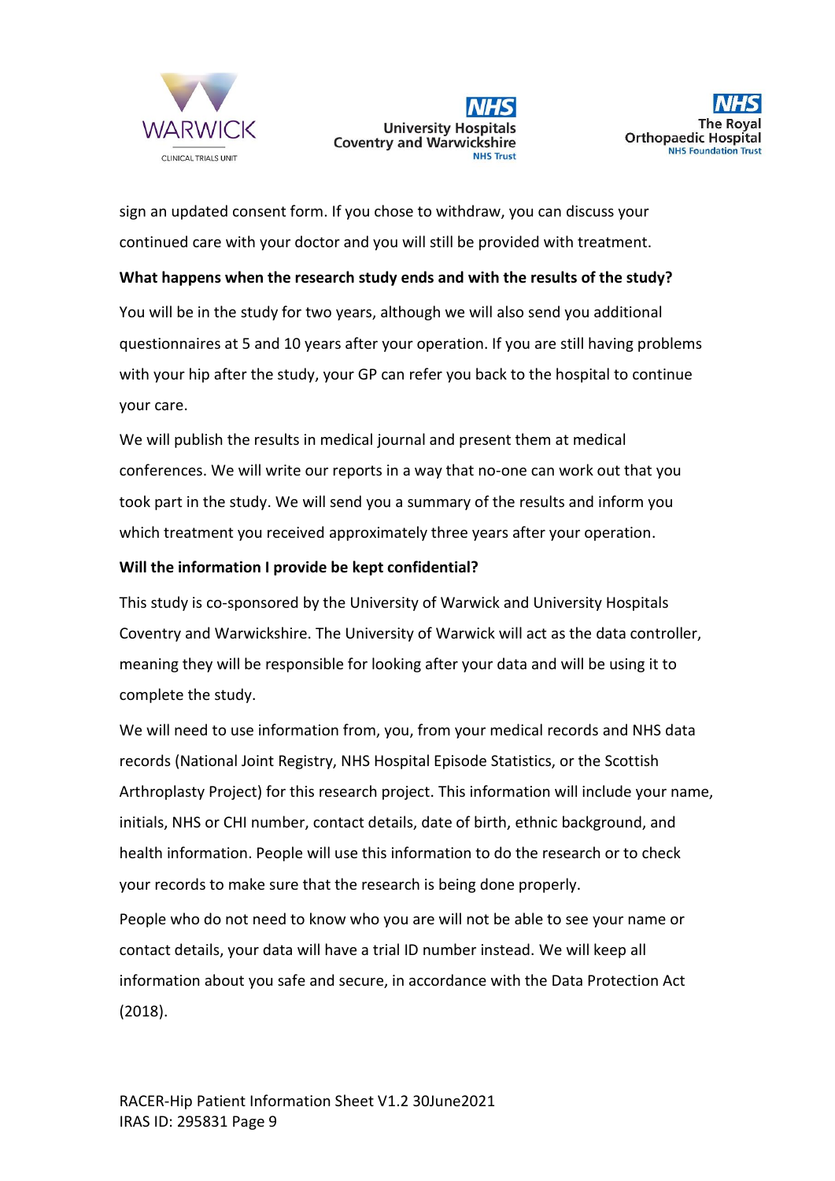sign an updated consent form. If you chose to withdraw, you can discuss your continued care with your doctor and you will still be provided with treatment.

**What happens when the research study ends and with the results of the study?**

You will be in the study for two years, although we will also send you additional questionnaires at 5 and 10 years after your operation. If you are still having problems with your hip after the study, your GP can refer you back to the hospital to continue your care.

We will publish the results in medical journal and present them at medical conferences. We will write our reports in a way that no-one can work out that you took part in the study. We will send you a summary of the results and inform you which treatment you received approximately three years after your operation.

**Will the information I provide be kept confidential?**

This study is co-sponsored by the University of Warwick and University Hospitals Coventry and Warwickshire. The University of Warwick will act as the data controller, meaning they will be responsible for looking after your data and will be using it to complete the study.

We will need to use information from, you, from your medical records and NHS data records (National Joint Registry, NHS Hospital Episode Statistics, or the Scottish Arthroplasty Project) for this research project. This information will include your name, initials, NHS or CHI number, contact details, date of birth, ethnic background, and health information. People will use this information to do the research or to check your records to make sure that the research is being done properly.

People who do not need to know who you are will not be able to see your name or contact details, your data will have a trial ID number instead. We will keep all information about you safe and secure, in accordance with the Data Protection Act (2018).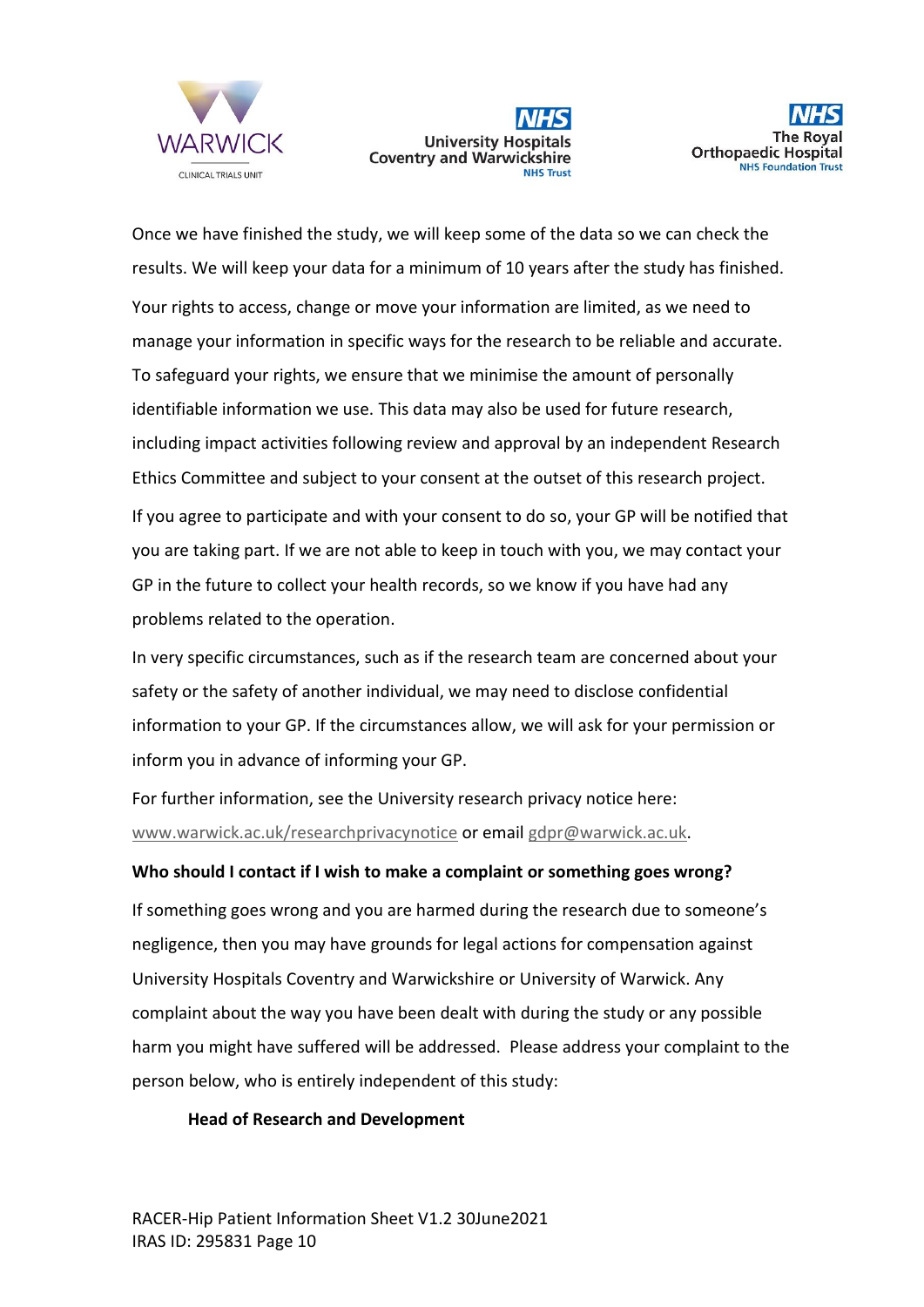Once we have finished the study, we will keep some of the data so we can check the results. We will keep your data for a minimum of 10 years after the study has finished.

Your rights to access, change or move your information are limited, as we need to manage your information in specific ways for the research to be reliable and accurate. To safeguard your rights, we ensure that we minimise the amount of personally identifiable information we use. This data may also be used for future research, including impact activities following review and approval by an independent Research Ethics Committee and subject to your consent at the outset of this research project.

If you agree to participate and with your consent to do so, your GP will be notified that you are taking part. If we are not able to keep in touch with you, we may contact your GP in the future to collect your health records, so we know if you have had any problems related to the operation.

In very specific circumstances, such as if the research team are concerned about your safety or the safety of another individual, we may need to disclose confidential information to your GP. If the circumstances allow, we will ask for your permission or inform you in advance of informing your GP.

For further information, see the University research privacy notice here: www.warwick.ac.uk/researchprivacynotice or email gdpr@warwick.ac.uk.

**Who should I contact if I wish to make a complaint or something goes wrong?**

If something goes wrong and you are harmed during the research due to someone's negligence, then you may have grounds for legal actions for compensation against University Hospitals Coventry and Warwickshire or University of Warwick. Any complaint about the way you have been dealt with during the study or any possible harm you might have suffered will be addressed. Please address your complaint to the person below, who is entirely independent of this study:

**Head of Research and Development**

RACER-Hip Patient Information Sheet V1.2 30June2021
IRAS ID: 295831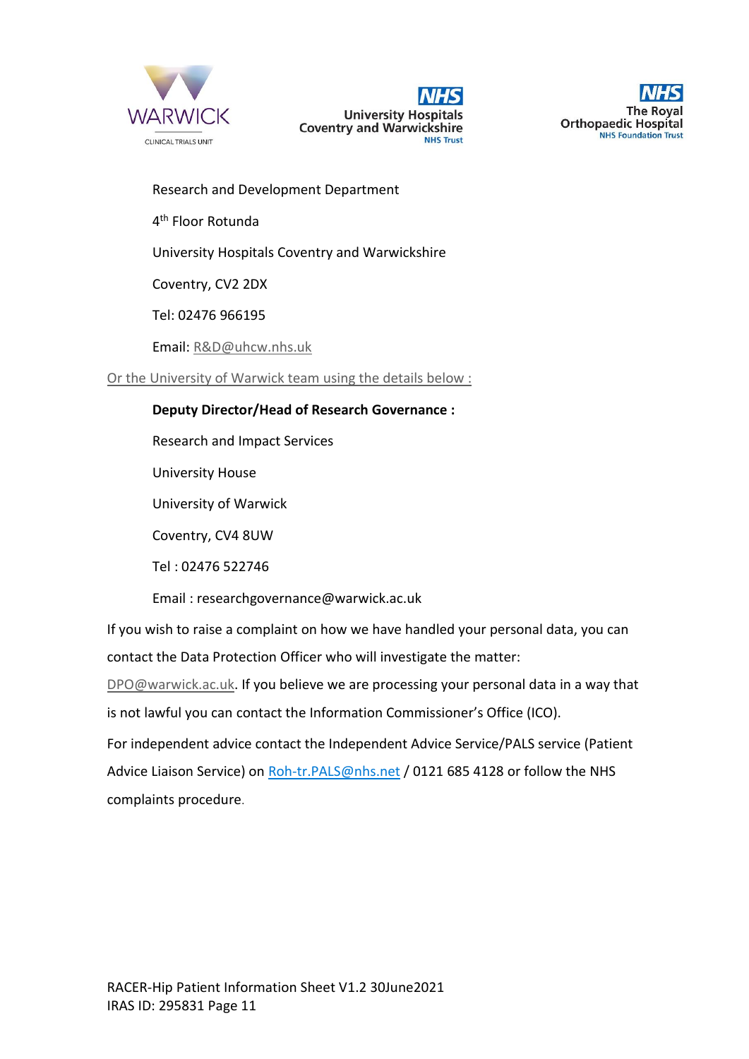Research and Development Department

4th Floor Rotunda

University Hospitals Coventry and Warwickshire

Coventry, CV2 2DX

Tel: 02476 966195

Email: R&D@uhcw.nhs.uk

Or the University of Warwick team using the details below :

**Deputy Director/Head of Research Governance :**

Research and Impact Services

University House

University of Warwick

Coventry, CV4 8UW

Tel : 02476 522746

Email : researchgovernance@warwick.ac.uk

If you wish to raise a complaint on how we have handled your personal data, you can contact the Data Protection Officer who will investigate the matter: DPO@warwick.ac.uk. If you believe we are processing your personal data in a way that is not lawful you can contact the Information Commissioner's Office (ICO).

For independent advice contact the Independent Advice Service/PALS service (Patient Advice Liaison Service) on Roh-tr.PALS@nhs.net / 0121 685 4128 or follow the NHS complaints procedure.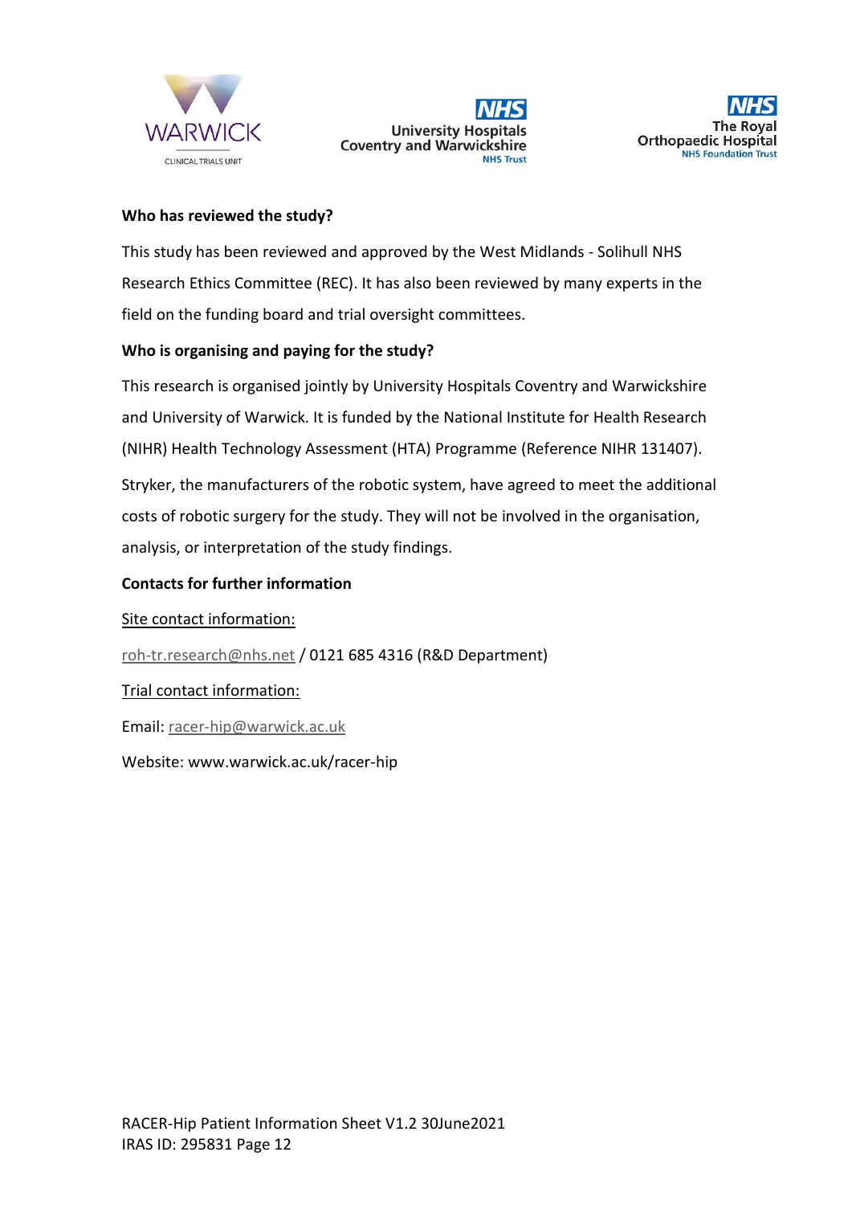**Who has reviewed the study?**

This study has been reviewed and approved by the West Midlands - Solihull NHS Research Ethics Committee (REC). It has also been reviewed by many experts in the field on the funding board and trial oversight committees.

**Who is organising and paying for the study?**

This research is organised jointly by University Hospitals Coventry and Warwickshire and University of Warwick. It is funded by the National Institute for Health Research (NIHR) Health Technology Assessment (HTA) Programme (Reference NIHR 131407).

Stryker, the manufacturers of the robotic system, have agreed to meet the additional costs of robotic surgery for the study. They will not be involved in the organisation, analysis, or interpretation of the study findings.

**Contacts for further information**

Site contact information:

roh-tr.research@nhs.net / 0121 685 4316 (R&D Department)

Trial contact information:

Email: racer-hip@warwick.ac.uk

Website: www.warwick.ac.uk/racer-hip